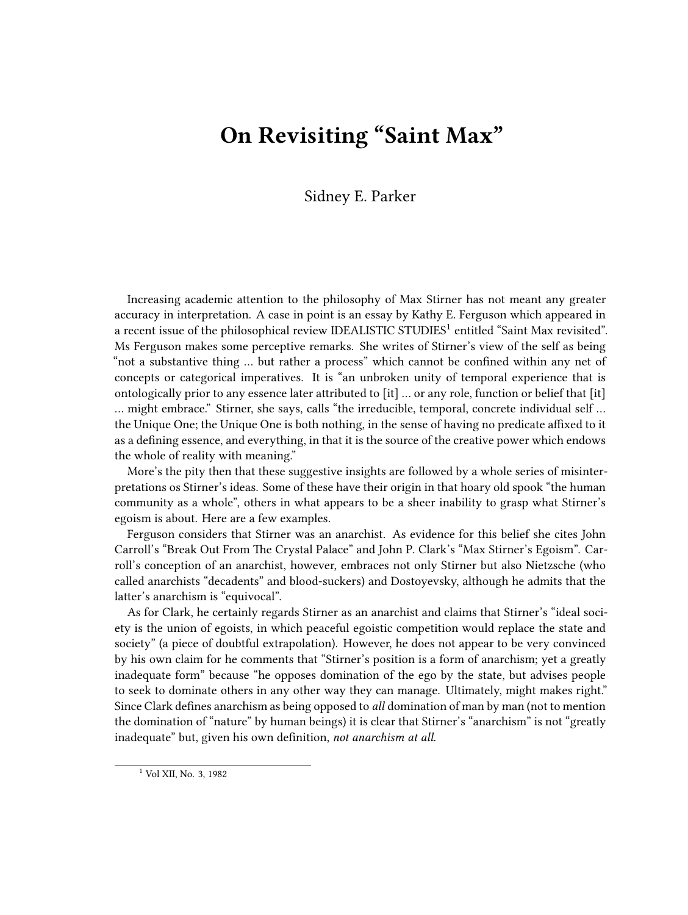# On Revisiting "Saint Max"

Sidney E. Parker

Increasing academic attention to the philosophy of Max Stirner has not meant any greater accuracy in interpretation. A case in point is an essay by Kathy E. Ferguson which appeared in a recent issue of the philosophical review IDEALISTIC STUDIES[1] entitled "Saint Max revisited". Ms Ferguson makes some perceptive remarks. She writes of Stirner's view of the self as being "not a substantive thing … but rather a process" which cannot be confined within any net of concepts or categorical imperatives. It is "an unbroken unity of temporal experience that is ontologically prior to any essence later attributed to [it] … or any role, function or belief that [it] … might embrace." Stirner, she says, calls "the irreducible, temporal, concrete individual self … the Unique One; the Unique One is both nothing, in the sense of having no predicate affixed to it as a defining essence, and everything, in that it is the source of the creative power which endows the whole of reality with meaning."

More's the pity then that these suggestive insights are followed by a whole series of misinterpretations os Stirner's ideas. Some of these have their origin in that hoary old spook "the human community as a whole", others in what appears to be a sheer inability to grasp what Stirner's egoism is about. Here are a few examples.

Ferguson considers that Stirner was an anarchist. As evidence for this belief she cites John Carroll's "Break Out From The Crystal Palace" and John P. Clark's "Max Stirner's Egoism". Carroll's conception of an anarchist, however, embraces not only Stirner but also Nietzsche (who called anarchists "decadents" and blood-suckers) and Dostoyevsky, although he admits that the latter's anarchism is "equivocal".

As for Clark, he certainly regards Stirner as an anarchist and claims that Stirner's "ideal society is the union of egoists, in which peaceful egoistic competition would replace the state and society" (a piece of doubtful extrapolation). However, he does not appear to be very convinced by his own claim for he comments that "Stirner's position is a form of anarchism; yet a greatly inadequate form" because "he opposes domination of the ego by the state, but advises people to seek to dominate others in any other way they can manage. Ultimately, might makes right." Since Clark defines anarchism as being opposed to *all* domination of man by man (not to mention the domination of "nature" by human beings) it is clear that Stirner's "anarchism" is not "greatly inadequate" but, given his own definition, *not anarchism at all*.

[1] Vol XII, No. 3, 1982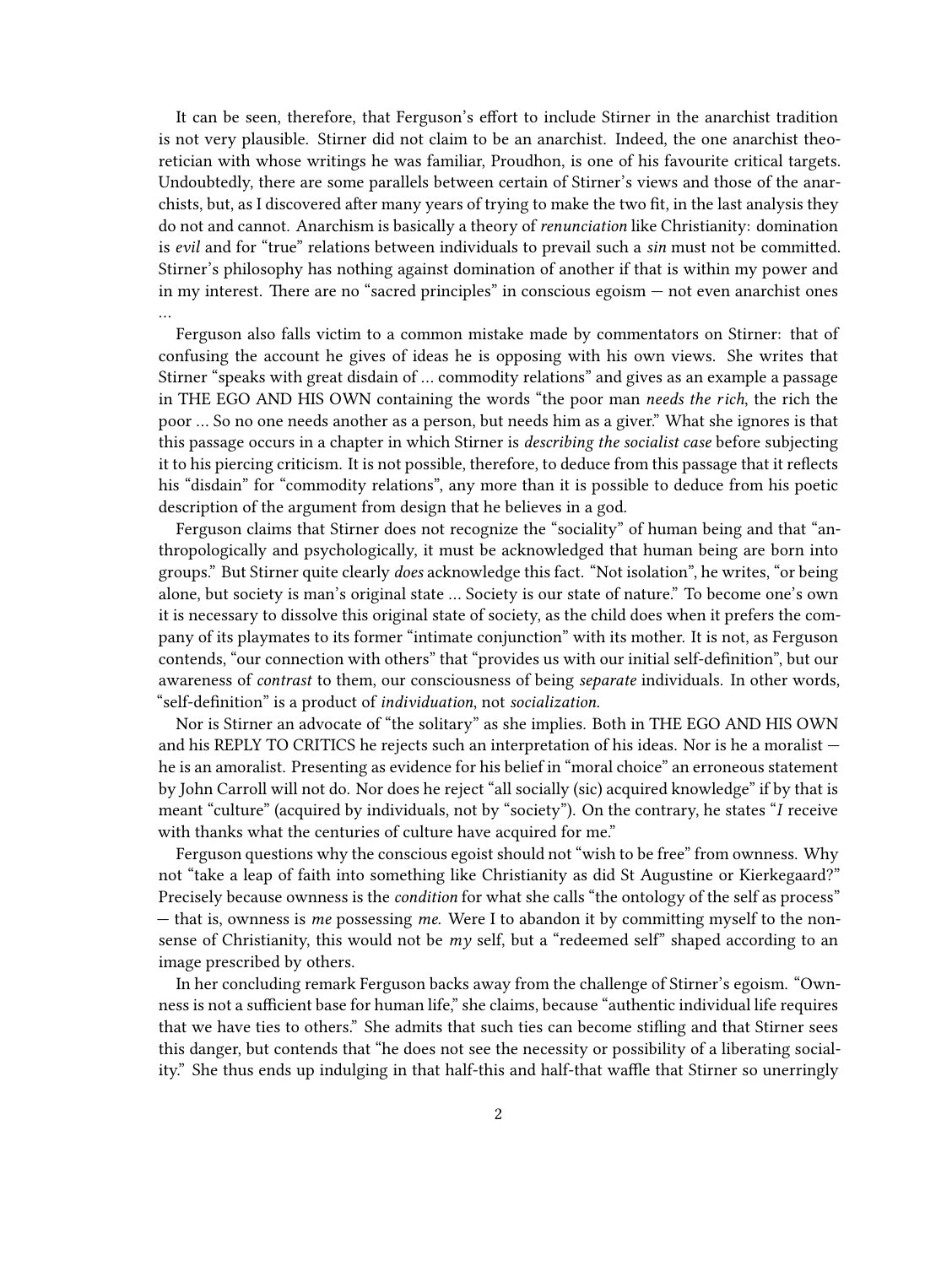It can be seen, therefore, that Ferguson's effort to include Stirner in the anarchist tradition is not very plausible. Stirner did not claim to be an anarchist. Indeed, the one anarchist theoretician with whose writings he was familiar, Proudhon, is one of his favourite critical targets. Undoubtedly, there are some parallels between certain of Stirner's views and those of the anarchists, but, as I discovered after many years of trying to make the two fit, in the last analysis they do not and cannot. Anarchism is basically a theory of *renunciation* like Christianity: domination is *evil* and for "true" relations between individuals to prevail such a *sin* must not be committed. Stirner's philosophy has nothing against domination of another if that is within my power and in my interest. There are no "sacred principles" in conscious egoism — not even anarchist ones …

Ferguson also falls victim to a common mistake made by commentators on Stirner: that of confusing the account he gives of ideas he is opposing with his own views. She writes that Stirner "speaks with great disdain of … commodity relations" and gives as an example a passage in THE EGO AND HIS OWN containing the words "the poor man *needs the rich*, the rich the poor … So no one needs another as a person, but needs him as a giver." What she ignores is that this passage occurs in a chapter in which Stirner is *describing the socialist case* before subjecting it to his piercing criticism. It is not possible, therefore, to deduce from this passage that it reflects his "disdain" for "commodity relations", any more than it is possible to deduce from his poetic description of the argument from design that he believes in a god.

Ferguson claims that Stirner does not recognize the "sociality" of human being and that "anthropologically and psychologically, it must be acknowledged that human being are born into groups." But Stirner quite clearly *does* acknowledge this fact. "Not isolation", he writes, "or being alone, but society is man's original state … Society is our state of nature." To become one's own it is necessary to dissolve this original state of society, as the child does when it prefers the company of its playmates to its former "intimate conjunction" with its mother. It is not, as Ferguson contends, "our connection with others" that "provides us with our initial self-definition", but our awareness of *contrast* to them, our consciousness of being *separate* individuals. In other words, "self-definition" is a product of *individuation*, not *socialization.*

Nor is Stirner an advocate of "the solitary" as she implies. Both in THE EGO AND HIS OWN and his REPLY TO CRITICS he rejects such an interpretation of his ideas. Nor is he a moralist — he is an amoralist. Presenting as evidence for his belief in "moral choice" an erroneous statement by John Carroll will not do. Nor does he reject "all socially (sic) acquired knowledge" if by that is meant "culture" (acquired by individuals, not by "society"). On the contrary, he states "*I* receive with thanks what the centuries of culture have acquired for me."

Ferguson questions why the conscious egoist should not "wish to be free" from ownness. Why not "take a leap of faith into something like Christianity as did St Augustine or Kierkegaard?" Precisely because ownness is the *condition* for what she calls "the ontology of the self as process" — that is, ownness is *me* possessing *me*. Were I to abandon it by committing myself to the nonsense of Christianity, this would not be *my* self, but a "redeemed self" shaped according to an image prescribed by others.

In her concluding remark Ferguson backs away from the challenge of Stirner's egoism. "Ownness is not a sufficient base for human life," she claims, because "authentic individual life requires that we have ties to others." She admits that such ties can become stifling and that Stirner sees this danger, but contends that "he does not see the necessity or possibility of a liberating sociality." She thus ends up indulging in that half-this and half-that waffle that Stirner so unerringly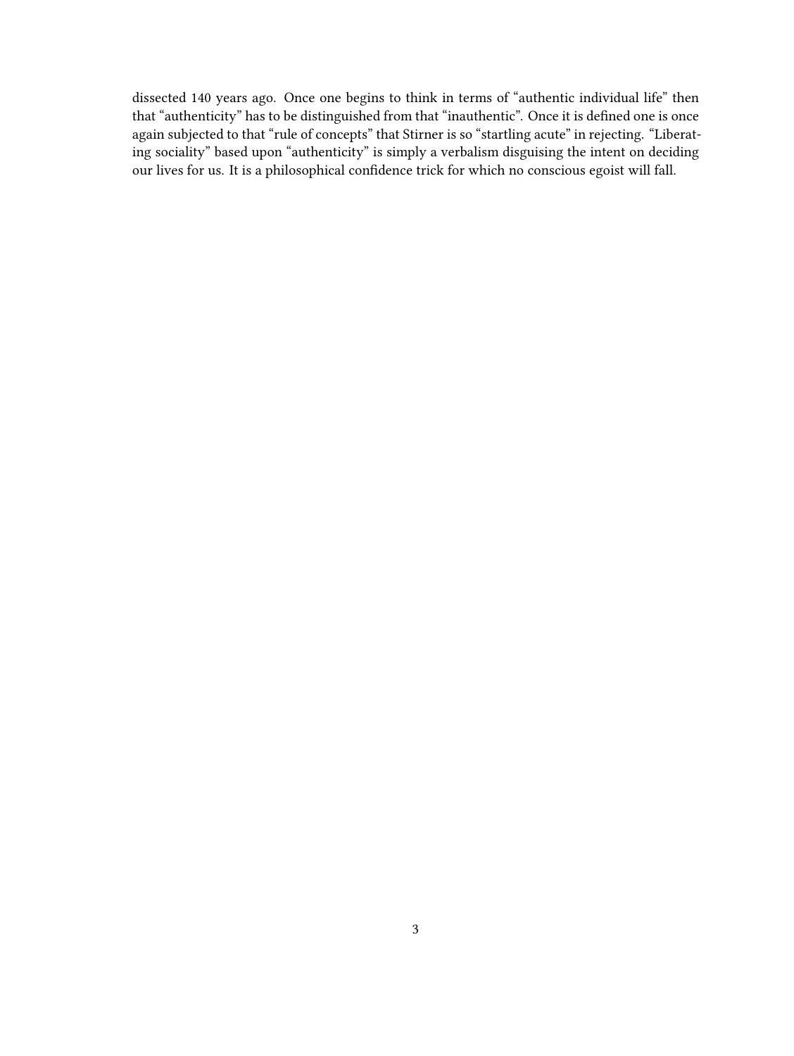dissected 140 years ago. Once one begins to think in terms of "authentic individual life" then that "authenticity" has to be distinguished from that "inauthentic". Once it is defined one is once again subjected to that "rule of concepts" that Stirner is so "startling acute" in rejecting. "Liberating sociality" based upon "authenticity" is simply a verbalism disguising the intent on deciding our lives for us. It is a philosophical confidence trick for which no conscious egoist will fall.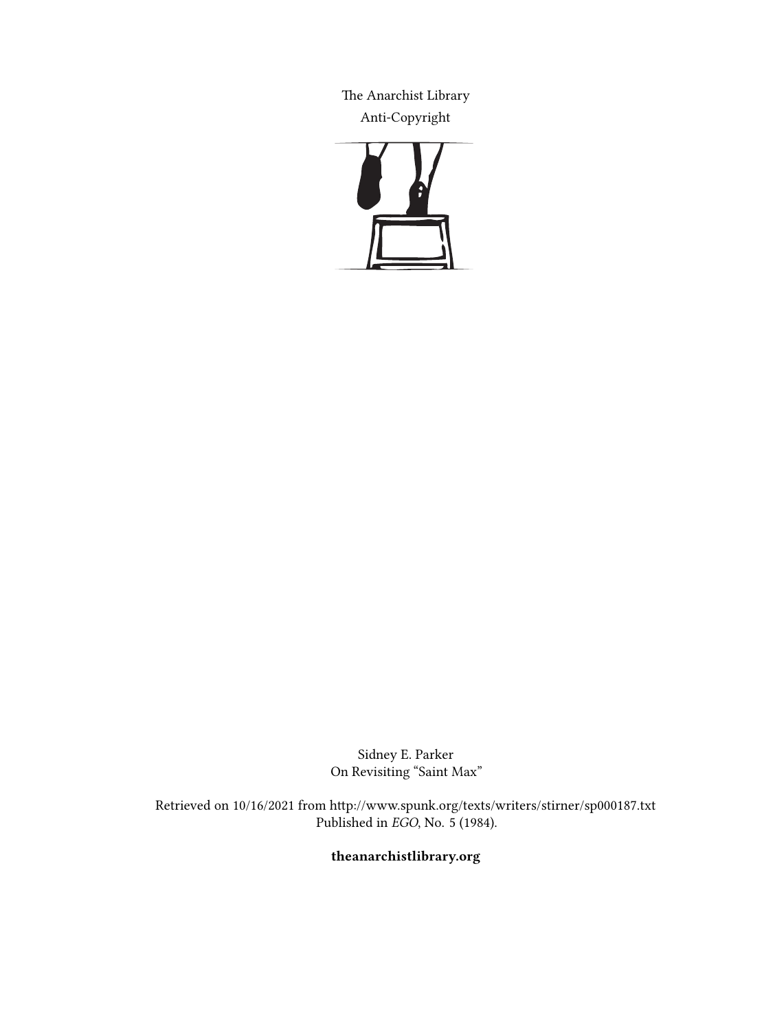The Anarchist Library
Anti-Copyright

Sidney E. Parker
On Revisiting "Saint Max"

Retrieved on 10/16/2021 from http://www.spunk.org/texts/writers/stirner/sp000187.txt
Published in *EGO*, No. 5 (1984).

**theanarchistlibrary.org**